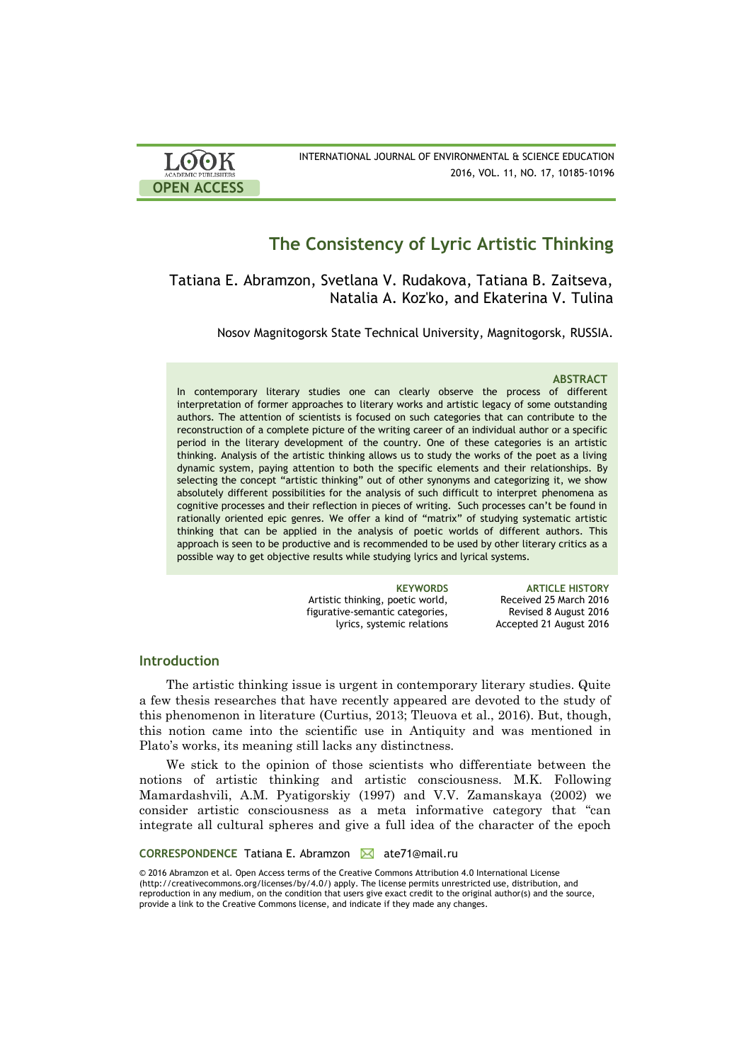# The Consistency of Lyric Artistic Thinking

Tatiana E. Abramzon, Svetlana V. Rudakova, Tatiana B. Zaitseva, Natalia A. Koz'ko, and Ekaterina V. Tulina

Nosov Magnitogorsk State Technical University, Magnitogorsk, RUSSIA.

### ABSTRACT

In contemporary literary studies one can clearly observe the process of different interpretation of former approaches to literary works and artistic legacy of some outstanding authors. The attention of scientists is focused on such categories that can contribute to the reconstruction of a complete picture of the writing career of an individual author or a specific period in the literary development of the country. One of these categories is an artistic thinking. Analysis of the artistic thinking allows us to study the works of the poet as a living dynamic system, paying attention to both the specific elements and their relationships. By selecting the concept "artistic thinking" out of other synonyms and categorizing it, we show absolutely different possibilities for the analysis of such difficult to interpret phenomena as cognitive processes and their reflection in pieces of writing. Such processes can't be found in rationally oriented epic genres. We offer a kind of "matrix" of studying systematic artistic thinking that can be applied in the analysis of poetic worlds of different authors. This approach is seen to be productive and is recommended to be used by other literary critics as a possible way to get objective results while studying lyrics and lyrical systems.

**KEYWORDS**
Artistic thinking, poetic world, figurative-semantic categories, lyrics, systemic relations

**ARTICLE HISTORY**
Received 25 March 2016
Revised 8 August 2016
Accepted 21 August 2016

## Introduction

The artistic thinking issue is urgent in contemporary literary studies. Quite a few thesis researches that have recently appeared are devoted to the study of this phenomenon in literature (Curtius, 2013; Tleuova et al., 2016). But, though, this notion came into the scientific use in Antiquity and was mentioned in Plato's works, its meaning still lacks any distinctness.

We stick to the opinion of those scientists who differentiate between the notions of artistic thinking and artistic consciousness. M.K. Following Mamardashvili, A.M. Pyatigorskiy (1997) and V.V. Zamanskaya (2002) we consider artistic consciousness as a meta informative category that "can integrate all cultural spheres and give a full idea of the character of the epoch

**CORRESPONDENCE** Tatiana E. Abramzon ✉ ate71@mail.ru

© 2016 Abramzon et al. Open Access terms of the Creative Commons Attribution 4.0 International License (http://creativecommons.org/licenses/by/4.0/) apply. The license permits unrestricted use, distribution, and reproduction in any medium, on the condition that users give exact credit to the original author(s) and the source, provide a link to the Creative Commons license, and indicate if they made any changes.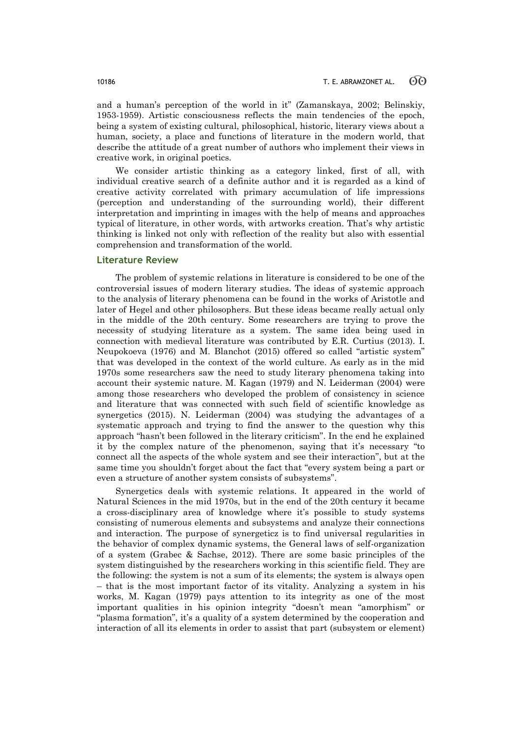and a human's perception of the world in it" (Zamanskaya, 2002; Belinskiy, 1953-1959). Artistic consciousness reflects the main tendencies of the epoch, being a system of existing cultural, philosophical, historic, literary views about a human, society, a place and functions of literature in the modern world, that describe the attitude of a great number of authors who implement their views in creative work, in original poetics.

We consider artistic thinking as a category linked, first of all, with individual creative search of a definite author and it is regarded as a kind of creative activity correlated with primary accumulation of life impressions (perception and understanding of the surrounding world), their different interpretation and imprinting in images with the help of means and approaches typical of literature, in other words, with artworks creation. That's why artistic thinking is linked not only with reflection of the reality but also with essential comprehension and transformation of the world.

## Literature Review

The problem of systemic relations in literature is considered to be one of the controversial issues of modern literary studies. The ideas of systemic approach to the analysis of literary phenomena can be found in the works of Aristotle and later of Hegel and other philosophers. But these ideas became really actual only in the middle of the 20th century. Some researchers are trying to prove the necessity of studying literature as a system. The same idea being used in connection with medieval literature was contributed by E.R. Curtius (2013). I. Neupokoeva (1976) and M. Blanchot (2015) offered so called "artistic system" that was developed in the context of the world culture. As early as in the mid 1970s some researchers saw the need to study literary phenomena taking into account their systemic nature. M. Kagan (1979) and N. Leiderman (2004) were among those researchers who developed the problem of consistency in science and literature that was connected with such field of scientific knowledge as synergetics (2015). N. Leiderman (2004) was studying the advantages of a systematic approach and trying to find the answer to the question why this approach "hasn't been followed in the literary criticism". In the end he explained it by the complex nature of the phenomenon, saying that it's necessary "to connect all the aspects of the whole system and see their interaction", but at the same time you shouldn't forget about the fact that "every system being a part or even a structure of another system consists of subsystems".

Synergetics deals with systemic relations. It appeared in the world of Natural Sciences in the mid 1970s, but in the end of the 20th century it became a cross-disciplinary area of knowledge where it's possible to study systems consisting of numerous elements and subsystems and analyze their connections and interaction. The purpose of synergeticz is to find universal regularities in the behavior of complex dynamic systems, the General laws of self-organization of a system (Grabec & Sachse, 2012). There are some basic principles of the system distinguished by the researchers working in this scientific field. They are the following: the system is not a sum of its elements; the system is always open – that is the most important factor of its vitality. Analyzing a system in his works, M. Kagan (1979) pays attention to its integrity as one of the most important qualities in his opinion integrity "doesn't mean "amorphism" or "plasma formation", it's a quality of a system determined by the cooperation and interaction of all its elements in order to assist that part (subsystem or element)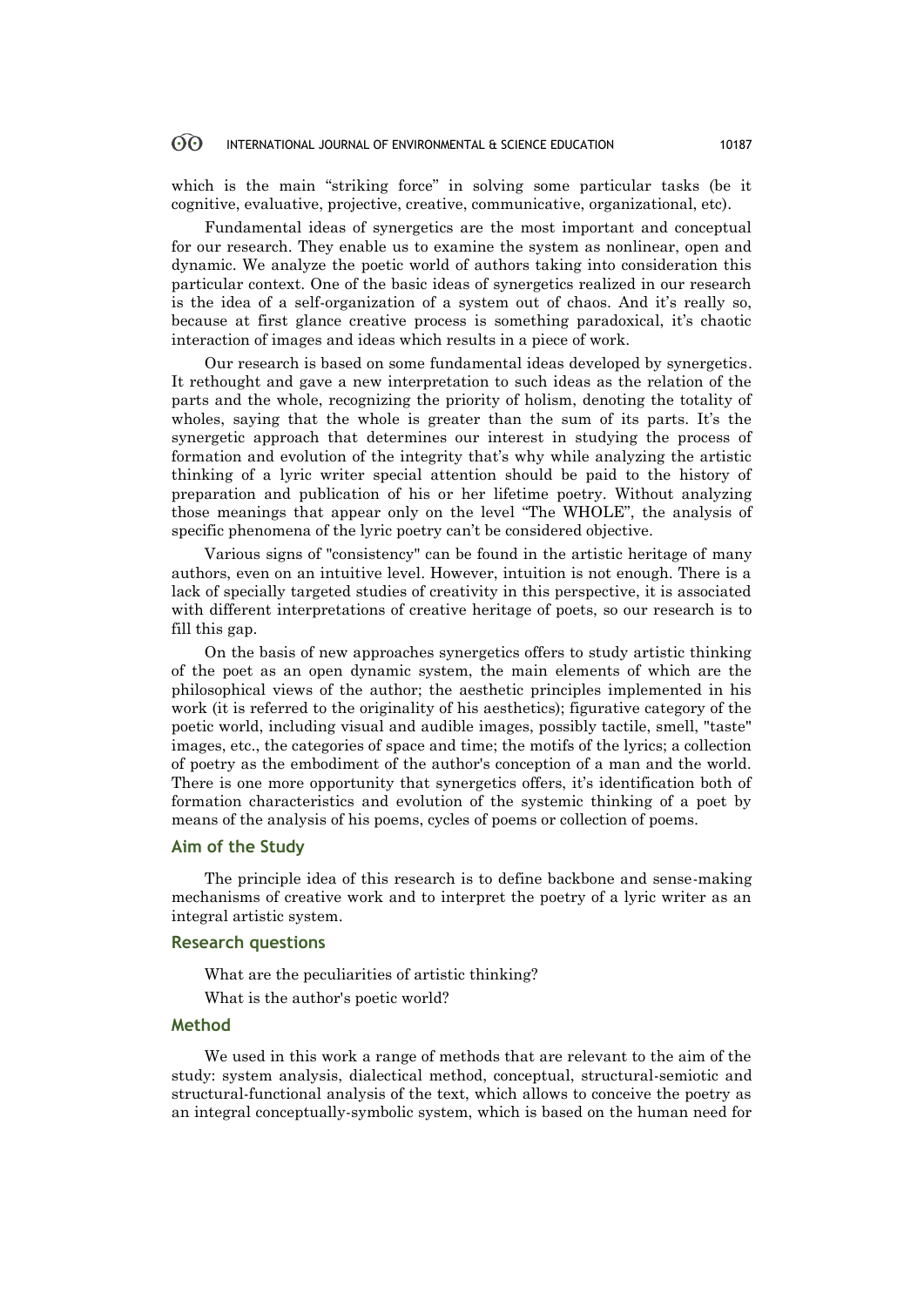which is the main “striking force” in solving some particular tasks (be it cognitive, evaluative, projective, creative, communicative, organizational, etc).

Fundamental ideas of synergetics are the most important and conceptual for our research. They enable us to examine the system as nonlinear, open and dynamic. We analyze the poetic world of authors taking into consideration this particular context. One of the basic ideas of synergetics realized in our research is the idea of a self-organization of a system out of chaos. And it’s really so, because at first glance creative process is something paradoxical, it’s chaotic interaction of images and ideas which results in a piece of work.

Our research is based on some fundamental ideas developed by synergetics. It rethought and gave a new interpretation to such ideas as the relation of the parts and the whole, recognizing the priority of holism, denoting the totality of wholes, saying that the whole is greater than the sum of its parts. It’s the synergetic approach that determines our interest in studying the process of formation and evolution of the integrity that’s why while analyzing the artistic thinking of a lyric writer special attention should be paid to the history of preparation and publication of his or her lifetime poetry. Without analyzing those meanings that appear only on the level “The WHOLE”, the analysis of specific phenomena of the lyric poetry can’t be considered objective.

Various signs of "consistency" can be found in the artistic heritage of many authors, even on an intuitive level. However, intuition is not enough. There is a lack of specially targeted studies of creativity in this perspective, it is associated with different interpretations of creative heritage of poets, so our research is to fill this gap.

On the basis of new approaches synergetics offers to study artistic thinking of the poet as an open dynamic system, the main elements of which are the philosophical views of the author; the aesthetic principles implemented in his work (it is referred to the originality of his aesthetics); figurative category of the poetic world, including visual and audible images, possibly tactile, smell, "taste" images, etc., the categories of space and time; the motifs of the lyrics; a collection of poetry as the embodiment of the author's conception of a man and the world. There is one more opportunity that synergetics offers, it’s identification both of formation characteristics and evolution of the systemic thinking of a poet by means of the analysis of his poems, cycles of poems or collection of poems.

## Aim of the Study

The principle idea of this research is to define backbone and sense-making mechanisms of creative work and to interpret the poetry of a lyric writer as an integral artistic system.

## Research questions

What are the peculiarities of artistic thinking?

What is the author's poetic world?

## Method

We used in this work a range of methods that are relevant to the aim of the study: system analysis, dialectical method, conceptual, structural-semiotic and structural-functional analysis of the text, which allows to conceive the poetry as an integral conceptually-symbolic system, which is based on the human need for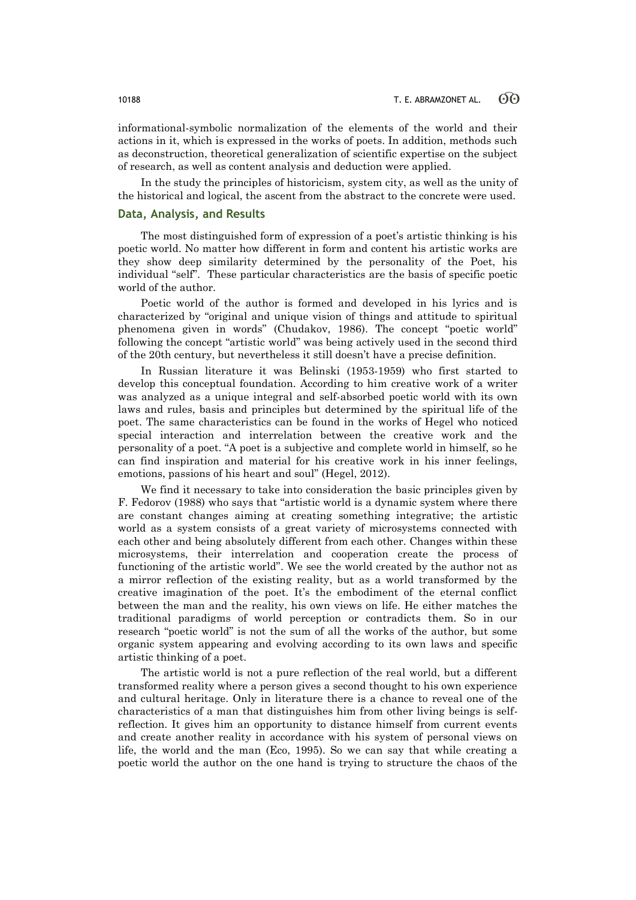informational-symbolic normalization of the elements of the world and their actions in it, which is expressed in the works of poets. In addition, methods such as deconstruction, theoretical generalization of scientific expertise on the subject of research, as well as content analysis and deduction were applied.

In the study the principles of historicism, system city, as well as the unity of the historical and logical, the ascent from the abstract to the concrete were used.

## Data, Analysis, and Results

The most distinguished form of expression of a poet's artistic thinking is his poetic world. No matter how different in form and content his artistic works are they show deep similarity determined by the personality of the Poet, his individual "self". These particular characteristics are the basis of specific poetic world of the author.

Poetic world of the author is formed and developed in his lyrics and is characterized by "original and unique vision of things and attitude to spiritual phenomena given in words" (Chudakov, 1986). The concept "poetic world" following the concept "artistic world" was being actively used in the second third of the 20th century, but nevertheless it still doesn't have a precise definition.

In Russian literature it was Belinski (1953-1959) who first started to develop this conceptual foundation. According to him creative work of a writer was analyzed as a unique integral and self-absorbed poetic world with its own laws and rules, basis and principles but determined by the spiritual life of the poet. The same characteristics can be found in the works of Hegel who noticed special interaction and interrelation between the creative work and the personality of a poet. "A poet is a subjective and complete world in himself, so he can find inspiration and material for his creative work in his inner feelings, emotions, passions of his heart and soul" (Hegel, 2012).

We find it necessary to take into consideration the basic principles given by F. Fedorov (1988) who says that "artistic world is a dynamic system where there are constant changes aiming at creating something integrative; the artistic world as a system consists of a great variety of microsystems connected with each other and being absolutely different from each other. Changes within these microsystems, their interrelation and cooperation create the process of functioning of the artistic world". We see the world created by the author not as a mirror reflection of the existing reality, but as a world transformed by the creative imagination of the poet. It's the embodiment of the eternal conflict between the man and the reality, his own views on life. He either matches the traditional paradigms of world perception or contradicts them. So in our research "poetic world" is not the sum of all the works of the author, but some organic system appearing and evolving according to its own laws and specific artistic thinking of a poet.

The artistic world is not a pure reflection of the real world, but a different transformed reality where a person gives a second thought to his own experience and cultural heritage. Only in literature there is a chance to reveal one of the characteristics of a man that distinguishes him from other living beings is self-reflection. It gives him an opportunity to distance himself from current events and create another reality in accordance with his system of personal views on life, the world and the man (Eco, 1995). So we can say that while creating a poetic world the author on the one hand is trying to structure the chaos of the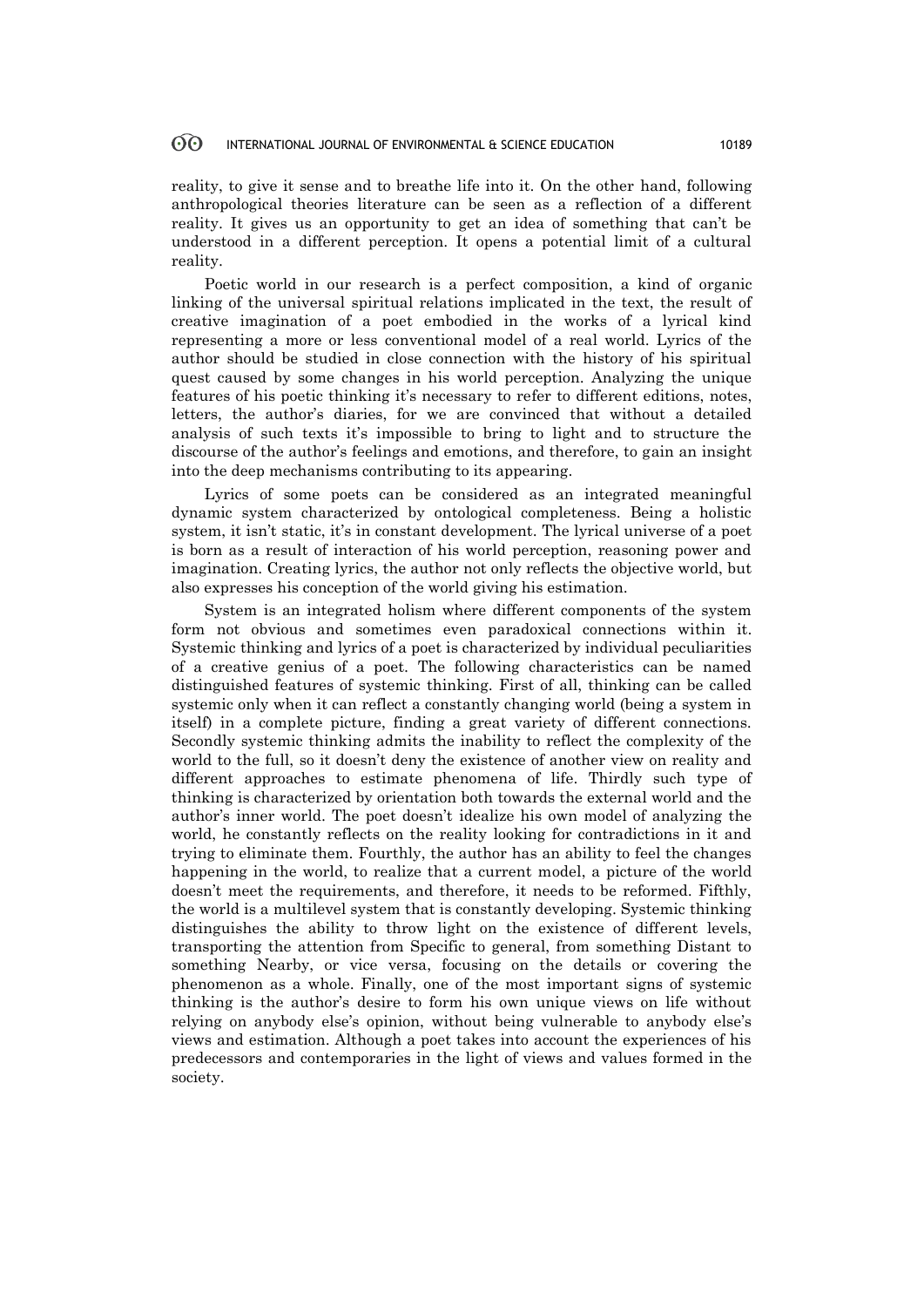reality, to give it sense and to breathe life into it. On the other hand, following anthropological theories literature can be seen as a reflection of a different reality. It gives us an opportunity to get an idea of something that can't be understood in a different perception. It opens a potential limit of a cultural reality.

Poetic world in our research is a perfect composition, a kind of organic linking of the universal spiritual relations implicated in the text, the result of creative imagination of a poet embodied in the works of a lyrical kind representing a more or less conventional model of a real world. Lyrics of the author should be studied in close connection with the history of his spiritual quest caused by some changes in his world perception. Analyzing the unique features of his poetic thinking it's necessary to refer to different editions, notes, letters, the author's diaries, for we are convinced that without a detailed analysis of such texts it's impossible to bring to light and to structure the discourse of the author's feelings and emotions, and therefore, to gain an insight into the deep mechanisms contributing to its appearing.

Lyrics of some poets can be considered as an integrated meaningful dynamic system characterized by ontological completeness. Being a holistic system, it isn't static, it's in constant development. The lyrical universe of a poet is born as a result of interaction of his world perception, reasoning power and imagination. Creating lyrics, the author not only reflects the objective world, but also expresses his conception of the world giving his estimation.

System is an integrated holism where different components of the system form not obvious and sometimes even paradoxical connections within it. Systemic thinking and lyrics of a poet is characterized by individual peculiarities of a creative genius of a poet. The following characteristics can be named distinguished features of systemic thinking. First of all, thinking can be called systemic only when it can reflect a constantly changing world (being a system in itself) in a complete picture, finding a great variety of different connections. Secondly systemic thinking admits the inability to reflect the complexity of the world to the full, so it doesn't deny the existence of another view on reality and different approaches to estimate phenomena of life. Thirdly such type of thinking is characterized by orientation both towards the external world and the author's inner world. The poet doesn't idealize his own model of analyzing the world, he constantly reflects on the reality looking for contradictions in it and trying to eliminate them. Fourthly, the author has an ability to feel the changes happening in the world, to realize that a current model, a picture of the world doesn't meet the requirements, and therefore, it needs to be reformed. Fifthly, the world is a multilevel system that is constantly developing. Systemic thinking distinguishes the ability to throw light on the existence of different levels, transporting the attention from Specific to general, from something Distant to something Nearby, or vice versa, focusing on the details or covering the phenomenon as a whole. Finally, one of the most important signs of systemic thinking is the author's desire to form his own unique views on life without relying on anybody else's opinion, without being vulnerable to anybody else's views and estimation. Although a poet takes into account the experiences of his predecessors and contemporaries in the light of views and values formed in the society.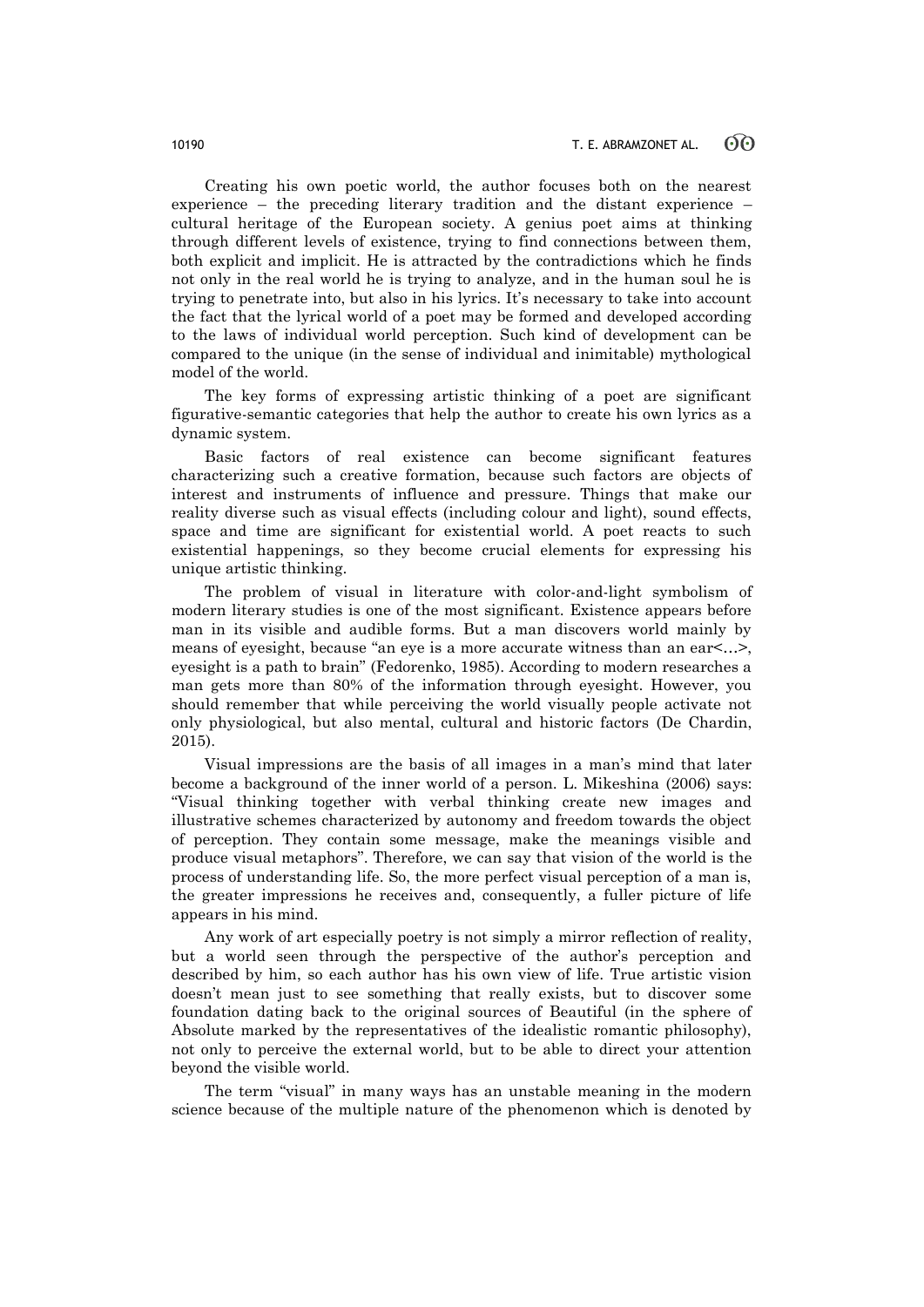Creating his own poetic world, the author focuses both on the nearest experience – the preceding literary tradition and the distant experience – cultural heritage of the European society. A genius poet aims at thinking through different levels of existence, trying to find connections between them, both explicit and implicit. He is attracted by the contradictions which he finds not only in the real world he is trying to analyze, and in the human soul he is trying to penetrate into, but also in his lyrics. It's necessary to take into account the fact that the lyrical world of a poet may be formed and developed according to the laws of individual world perception. Such kind of development can be compared to the unique (in the sense of individual and inimitable) mythological model of the world.

The key forms of expressing artistic thinking of a poet are significant figurative-semantic categories that help the author to create his own lyrics as a dynamic system.

Basic factors of real existence can become significant features characterizing such a creative formation, because such factors are objects of interest and instruments of influence and pressure. Things that make our reality diverse such as visual effects (including colour and light), sound effects, space and time are significant for existential world. A poet reacts to such existential happenings, so they become crucial elements for expressing his unique artistic thinking.

The problem of visual in literature with color-and-light symbolism of modern literary studies is one of the most significant. Existence appears before man in its visible and audible forms. But a man discovers world mainly by means of eyesight, because "an eye is a more accurate witness than an ear<…>, eyesight is a path to brain" (Fedorenko, 1985). According to modern researches a man gets more than 80% of the information through eyesight. However, you should remember that while perceiving the world visually people activate not only physiological, but also mental, cultural and historic factors (De Chardin, 2015).

Visual impressions are the basis of all images in a man's mind that later become a background of the inner world of a person. L. Mikeshina (2006) says: "Visual thinking together with verbal thinking create new images and illustrative schemes characterized by autonomy and freedom towards the object of perception. They contain some message, make the meanings visible and produce visual metaphors". Therefore, we can say that vision of the world is the process of understanding life. So, the more perfect visual perception of a man is, the greater impressions he receives and, consequently, a fuller picture of life appears in his mind.

Any work of art especially poetry is not simply a mirror reflection of reality, but a world seen through the perspective of the author's perception and described by him, so each author has his own view of life. True artistic vision doesn't mean just to see something that really exists, but to discover some foundation dating back to the original sources of Beautiful (in the sphere of Absolute marked by the representatives of the idealistic romantic philosophy), not only to perceive the external world, but to be able to direct your attention beyond the visible world.

The term "visual" in many ways has an unstable meaning in the modern science because of the multiple nature of the phenomenon which is denoted by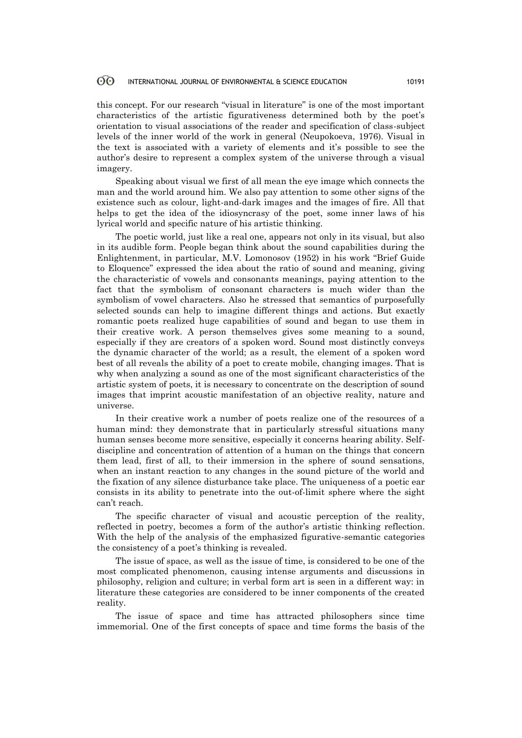this concept. For our research "visual in literature" is one of the most important characteristics of the artistic figurativeness determined both by the poet's orientation to visual associations of the reader and specification of class-subject levels of the inner world of the work in general (Neupokoeva, 1976). Visual in the text is associated with a variety of elements and it's possible to see the author's desire to represent a complex system of the universe through a visual imagery.

Speaking about visual we first of all mean the eye image which connects the man and the world around him. We also pay attention to some other signs of the existence such as colour, light-and-dark images and the images of fire. All that helps to get the idea of the idiosyncrasy of the poet, some inner laws of his lyrical world and specific nature of his artistic thinking.

The poetic world, just like a real one, appears not only in its visual, but also in its audible form. People began think about the sound capabilities during the Enlightenment, in particular, M.V. Lomonosov (1952) in his work "Brief Guide to Eloquence" expressed the idea about the ratio of sound and meaning, giving the characteristic of vowels and consonants meanings, paying attention to the fact that the symbolism of consonant characters is much wider than the symbolism of vowel characters. Also he stressed that semantics of purposefully selected sounds can help to imagine different things and actions. But exactly romantic poets realized huge capabilities of sound and began to use them in their creative work. A person themselves gives some meaning to a sound, especially if they are creators of a spoken word. Sound most distinctly conveys the dynamic character of the world; as a result, the element of a spoken word best of all reveals the ability of a poet to create mobile, changing images. That is why when analyzing a sound as one of the most significant characteristics of the artistic system of poets, it is necessary to concentrate on the description of sound images that imprint acoustic manifestation of an objective reality, nature and universe.

In their creative work a number of poets realize one of the resources of a human mind: they demonstrate that in particularly stressful situations many human senses become more sensitive, especially it concerns hearing ability. Self-discipline and concentration of attention of a human on the things that concern them lead, first of all, to their immersion in the sphere of sound sensations, when an instant reaction to any changes in the sound picture of the world and the fixation of any silence disturbance take place. The uniqueness of a poetic ear consists in its ability to penetrate into the out-of-limit sphere where the sight can't reach.

The specific character of visual and acoustic perception of the reality, reflected in poetry, becomes a form of the author's artistic thinking reflection. With the help of the analysis of the emphasized figurative-semantic categories the consistency of a poet's thinking is revealed.

The issue of space, as well as the issue of time, is considered to be one of the most complicated phenomenon, causing intense arguments and discussions in philosophy, religion and culture; in verbal form art is seen in a different way: in literature these categories are considered to be inner components of the created reality.

The issue of space and time has attracted philosophers since time immemorial. One of the first concepts of space and time forms the basis of the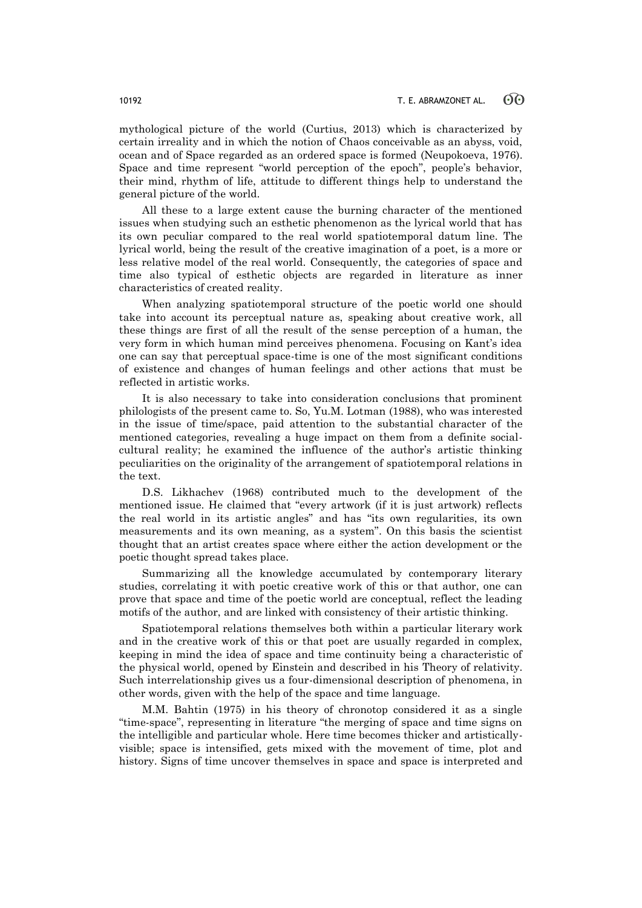mythological picture of the world (Curtius, 2013) which is characterized by certain irreality and in which the notion of Chaos conceivable as an abyss, void, ocean and of Space regarded as an ordered space is formed (Neupokoeva, 1976). Space and time represent "world perception of the epoch", people's behavior, their mind, rhythm of life, attitude to different things help to understand the general picture of the world.

All these to a large extent cause the burning character of the mentioned issues when studying such an esthetic phenomenon as the lyrical world that has its own peculiar compared to the real world spatiotemporal datum line. The lyrical world, being the result of the creative imagination of a poet, is a more or less relative model of the real world. Consequently, the categories of space and time also typical of esthetic objects are regarded in literature as inner characteristics of created reality.

When analyzing spatiotemporal structure of the poetic world one should take into account its perceptual nature as, speaking about creative work, all these things are first of all the result of the sense perception of a human, the very form in which human mind perceives phenomena. Focusing on Kant's idea one can say that perceptual space-time is one of the most significant conditions of existence and changes of human feelings and other actions that must be reflected in artistic works.

It is also necessary to take into consideration conclusions that prominent philologists of the present came to. So, Yu.M. Lotman (1988), who was interested in the issue of time/space, paid attention to the substantial character of the mentioned categories, revealing a huge impact on them from a definite social-cultural reality; he examined the influence of the author's artistic thinking peculiarities on the originality of the arrangement of spatiotemporal relations in the text.

D.S. Likhachev (1968) contributed much to the development of the mentioned issue. He claimed that "every artwork (if it is just artwork) reflects the real world in its artistic angles" and has "its own regularities, its own measurements and its own meaning, as a system". On this basis the scientist thought that an artist creates space where either the action development or the poetic thought spread takes place.

Summarizing all the knowledge accumulated by contemporary literary studies, correlating it with poetic creative work of this or that author, one can prove that space and time of the poetic world are conceptual, reflect the leading motifs of the author, and are linked with consistency of their artistic thinking.

Spatiotemporal relations themselves both within a particular literary work and in the creative work of this or that poet are usually regarded in complex, keeping in mind the idea of space and time continuity being a characteristic of the physical world, opened by Einstein and described in his Theory of relativity. Such interrelationship gives us a four-dimensional description of phenomena, in other words, given with the help of the space and time language.

M.M. Bahtin (1975) in his theory of chronotop considered it as a single "time-space", representing in literature "the merging of space and time signs on the intelligible and particular whole. Here time becomes thicker and artistically-visible; space is intensified, gets mixed with the movement of time, plot and history. Signs of time uncover themselves in space and space is interpreted and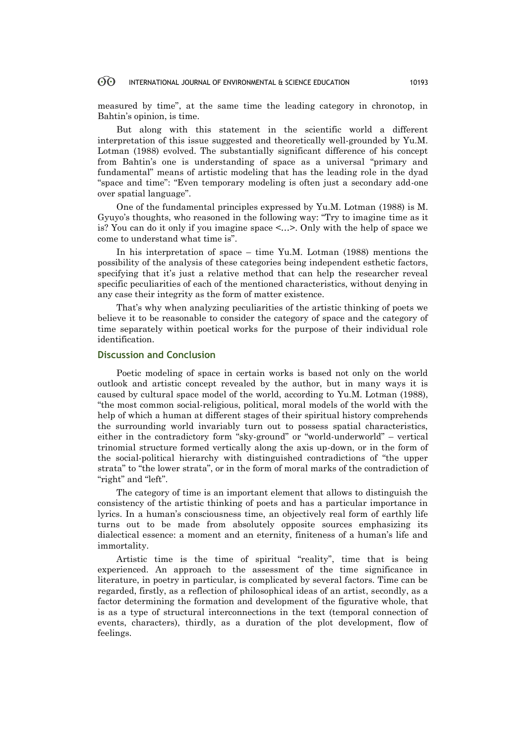measured by time", at the same time the leading category in chronotop, in Bahtin's opinion, is time.

But along with this statement in the scientific world a different interpretation of this issue suggested and theoretically well-grounded by Yu.M. Lotman (1988) evolved. The substantially significant difference of his concept from Bahtin's one is understanding of space as a universal "primary and fundamental" means of artistic modeling that has the leading role in the dyad "space and time": "Even temporary modeling is often just a secondary add-one over spatial language".

One of the fundamental principles expressed by Yu.M. Lotman (1988) is M. Gyuyo's thoughts, who reasoned in the following way: "Try to imagine time as it is? You can do it only if you imagine space <…>. Only with the help of space we come to understand what time is".

In his interpretation of space – time Yu.M. Lotman (1988) mentions the possibility of the analysis of these categories being independent esthetic factors, specifying that it's just a relative method that can help the researcher reveal specific peculiarities of each of the mentioned characteristics, without denying in any case their integrity as the form of matter existence.

That's why when analyzing peculiarities of the artistic thinking of poets we believe it to be reasonable to consider the category of space and the category of time separately within poetical works for the purpose of their individual role identification.

## Discussion and Conclusion

Poetic modeling of space in certain works is based not only on the world outlook and artistic concept revealed by the author, but in many ways it is caused by cultural space model of the world, according to Yu.M. Lotman (1988), "the most common social-religious, political, moral models of the world with the help of which a human at different stages of their spiritual history comprehends the surrounding world invariably turn out to possess spatial characteristics, either in the contradictory form "sky-ground" or "world-underworld" – vertical trinomial structure formed vertically along the axis up-down, or in the form of the social-political hierarchy with distinguished contradictions of "the upper strata" to "the lower strata", or in the form of moral marks of the contradiction of "right" and "left".

The category of time is an important element that allows to distinguish the consistency of the artistic thinking of poets and has a particular importance in lyrics. In a human's consciousness time, an objectively real form of earthly life turns out to be made from absolutely opposite sources emphasizing its dialectical essence: a moment and an eternity, finiteness of a human's life and immortality.

Artistic time is the time of spiritual "reality", time that is being experienced. An approach to the assessment of the time significance in literature, in poetry in particular, is complicated by several factors. Time can be regarded, firstly, as a reflection of philosophical ideas of an artist, secondly, as a factor determining the formation and development of the figurative whole, that is as a type of structural interconnections in the text (temporal connection of events, characters), thirdly, as a duration of the plot development, flow of feelings.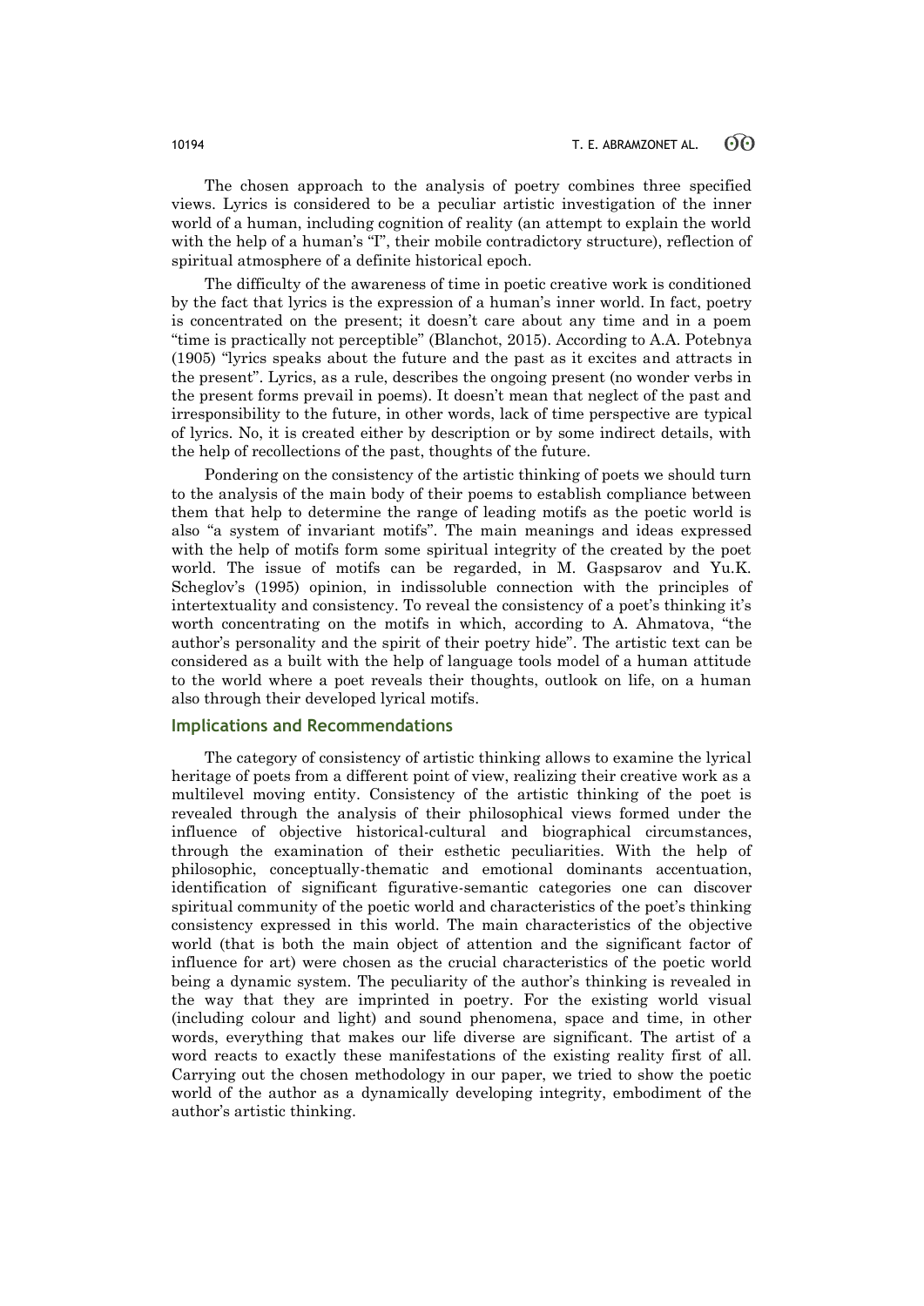The chosen approach to the analysis of poetry combines three specified views. Lyrics is considered to be a peculiar artistic investigation of the inner world of a human, including cognition of reality (an attempt to explain the world with the help of a human's "I", their mobile contradictory structure), reflection of spiritual atmosphere of a definite historical epoch.

The difficulty of the awareness of time in poetic creative work is conditioned by the fact that lyrics is the expression of a human's inner world. In fact, poetry is concentrated on the present; it doesn't care about any time and in a poem "time is practically not perceptible" (Blanchot, 2015). According to A.A. Potebnya (1905) "lyrics speaks about the future and the past as it excites and attracts in the present". Lyrics, as a rule, describes the ongoing present (no wonder verbs in the present forms prevail in poems). It doesn't mean that neglect of the past and irresponsibility to the future, in other words, lack of time perspective are typical of lyrics. No, it is created either by description or by some indirect details, with the help of recollections of the past, thoughts of the future.

Pondering on the consistency of the artistic thinking of poets we should turn to the analysis of the main body of their poems to establish compliance between them that help to determine the range of leading motifs as the poetic world is also "a system of invariant motifs". The main meanings and ideas expressed with the help of motifs form some spiritual integrity of the created by the poet world. The issue of motifs can be regarded, in M. Gaspsarov and Yu.K. Scheglov's (1995) opinion, in indissoluble connection with the principles of intertextuality and consistency. To reveal the consistency of a poet's thinking it's worth concentrating on the motifs in which, according to A. Ahmatova, "the author's personality and the spirit of their poetry hide". The artistic text can be considered as a built with the help of language tools model of a human attitude to the world where a poet reveals their thoughts, outlook on life, on a human also through their developed lyrical motifs.

## Implications and Recommendations

The category of consistency of artistic thinking allows to examine the lyrical heritage of poets from a different point of view, realizing their creative work as a multilevel moving entity. Consistency of the artistic thinking of the poet is revealed through the analysis of their philosophical views formed under the influence of objective historical-cultural and biographical circumstances, through the examination of their esthetic peculiarities. With the help of philosophic, conceptually-thematic and emotional dominants accentuation, identification of significant figurative-semantic categories one can discover spiritual community of the poetic world and characteristics of the poet's thinking consistency expressed in this world. The main characteristics of the objective world (that is both the main object of attention and the significant factor of influence for art) were chosen as the crucial characteristics of the poetic world being a dynamic system. The peculiarity of the author's thinking is revealed in the way that they are imprinted in poetry. For the existing world visual (including colour and light) and sound phenomena, space and time, in other words, everything that makes our life diverse are significant. The artist of a word reacts to exactly these manifestations of the existing reality first of all. Carrying out the chosen methodology in our paper, we tried to show the poetic world of the author as a dynamically developing integrity, embodiment of the author's artistic thinking.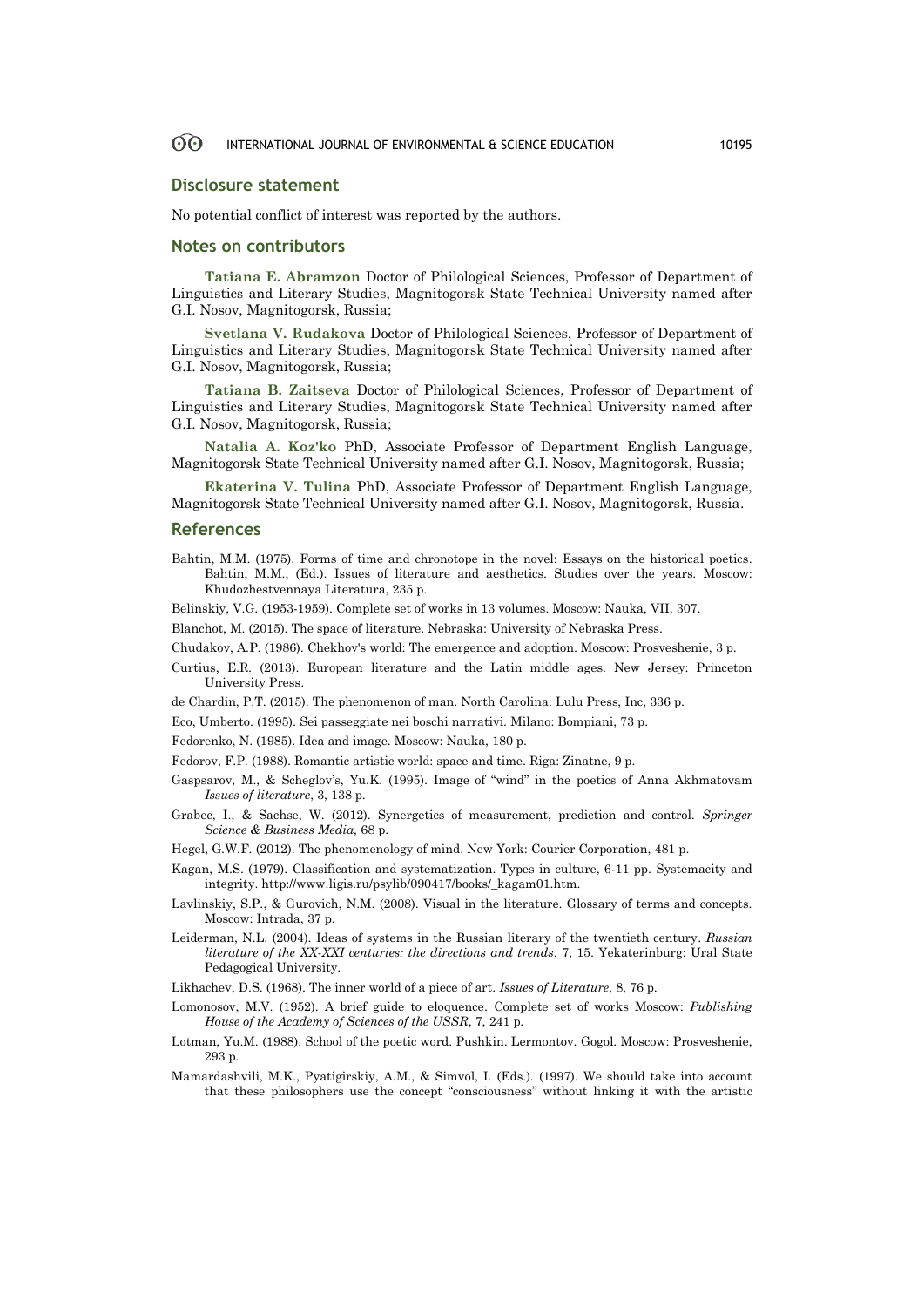## Disclosure statement

No potential conflict of interest was reported by the authors.

## Notes on contributors

**Tatiana E. Abramzon** Doctor of Philological Sciences, Professor of Department of Linguistics and Literary Studies, Magnitogorsk State Technical University named after G.I. Nosov, Magnitogorsk, Russia;

**Svetlana V. Rudakova** Doctor of Philological Sciences, Professor of Department of Linguistics and Literary Studies, Magnitogorsk State Technical University named after G.I. Nosov, Magnitogorsk, Russia;

**Tatiana B. Zaitseva** Doctor of Philological Sciences, Professor of Department of Linguistics and Literary Studies, Magnitogorsk State Technical University named after G.I. Nosov, Magnitogorsk, Russia;

**Natalia A. Koz'ko** PhD, Associate Professor of Department English Language, Magnitogorsk State Technical University named after G.I. Nosov, Magnitogorsk, Russia;

**Ekaterina V. Tulina** PhD, Associate Professor of Department English Language, Magnitogorsk State Technical University named after G.I. Nosov, Magnitogorsk, Russia.

## References

Bahtin, M.M. (1975). Forms of time and chronotope in the novel: Essays on the historical poetics. Bahtin, M.M., (Ed.). Issues of literature and aesthetics. Studies over the years. Moscow: Khudozhestvennaya Literatura, 235 p.

Belinskiy, V.G. (1953-1959). Complete set of works in 13 volumes. Moscow: Nauka, VII, 307.

Blanchot, M. (2015). The space of literature. Nebraska: University of Nebraska Press.

Chudakov, A.P. (1986). Chekhov's world: The emergence and adoption. Moscow: Prosveshenie, 3 p.

Curtius, E.R. (2013). European literature and the Latin middle ages. New Jersey: Princeton University Press.

de Chardin, P.T. (2015). The phenomenon of man. North Carolina: Lulu Press, Inc, 336 p.

Eco, Umberto. (1995). Sei passeggiate nei boschi narrativi. Milano: Bompiani, 73 p.

Fedorenko, N. (1985). Idea and image. Moscow: Nauka, 180 p.

Fedorov, F.P. (1988). Romantic artistic world: space and time. Riga: Zinatne, 9 p.

Gaspsarov, M., & Scheglov's, Yu.K. (1995). Image of "wind" in the poetics of Anna Akhmatovam *Issues of literature*, 3, 138 p.

Grabec, I., & Sachse, W. (2012). Synergetics of measurement, prediction and control. *Springer Science & Business Media,* 68 p.

Hegel, G.W.F. (2012). The phenomenology of mind. New York: Courier Corporation, 481 p.

Kagan, M.S. (1979). Classification and systematization. Types in culture, 6-11 pp. Systemacity and integrity. http://www.ligis.ru/psylib/090417/books/_kagam01.htm.

Lavlinskiy, S.P., & Gurovich, N.M. (2008). Visual in the literature. Glossary of terms and concepts. Moscow: Intrada, 37 p.

Leiderman, N.L. (2004). Ideas of systems in the Russian literary of the twentieth century. *Russian literature of the XX-XXI centuries: the directions and trends*, 7, 15. Yekaterinburg: Ural State Pedagogical University.

Likhachev, D.S. (1968). The inner world of a piece of art. *Issues of Literature*, 8, 76 p.

Lomonosov, M.V. (1952). A brief guide to eloquence. Complete set of works Moscow: *Publishing House of the Academy of Sciences of the USSR*, 7, 241 p.

Lotman, Yu.M. (1988). School of the poetic word. Pushkin. Lermontov. Gogol. Moscow: Prosveshenie, 293 p.

Mamardashvili, M.K., Pyatigirskiy, A.M., & Simvol, I. (Eds.). (1997). We should take into account that these philosophers use the concept "consciousness" without linking it with the artistic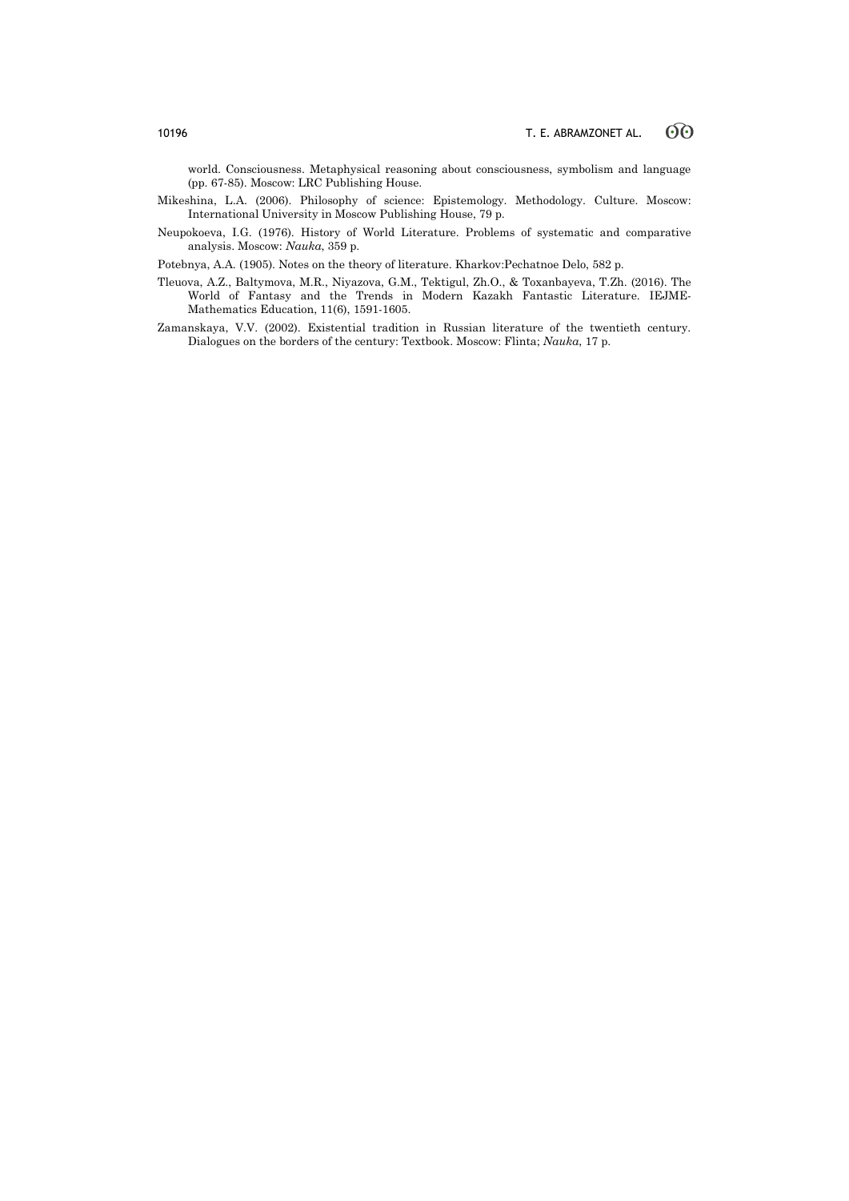world. Consciousness. Metaphysical reasoning about consciousness, symbolism and language (pp. 67-85). Moscow: LRC Publishing House.

Mikeshina, L.A. (2006). Philosophy of science: Epistemology. Methodology. Culture. Moscow: International University in Moscow Publishing House, 79 p.

Neupokoeva, I.G. (1976). History of World Literature. Problems of systematic and comparative analysis. Moscow: *Nauka*, 359 p.

Potebnya, A.A. (1905). Notes on the theory of literature. Kharkov:Pechatnoe Delo, 582 p.

Tleuova, A.Z., Baltymova, M.R., Niyazova, G.M., Tektigul, Zh.O., & Toxanbayeva, T.Zh. (2016). The World of Fantasy and the Trends in Modern Kazakh Fantastic Literature. IEJME-Mathematics Education, 11(6), 1591-1605.

Zamanskaya, V.V. (2002). Existential tradition in Russian literature of the twentieth century. Dialogues on the borders of the century: Textbook. Moscow: Flinta; *Nauka*, 17 p.